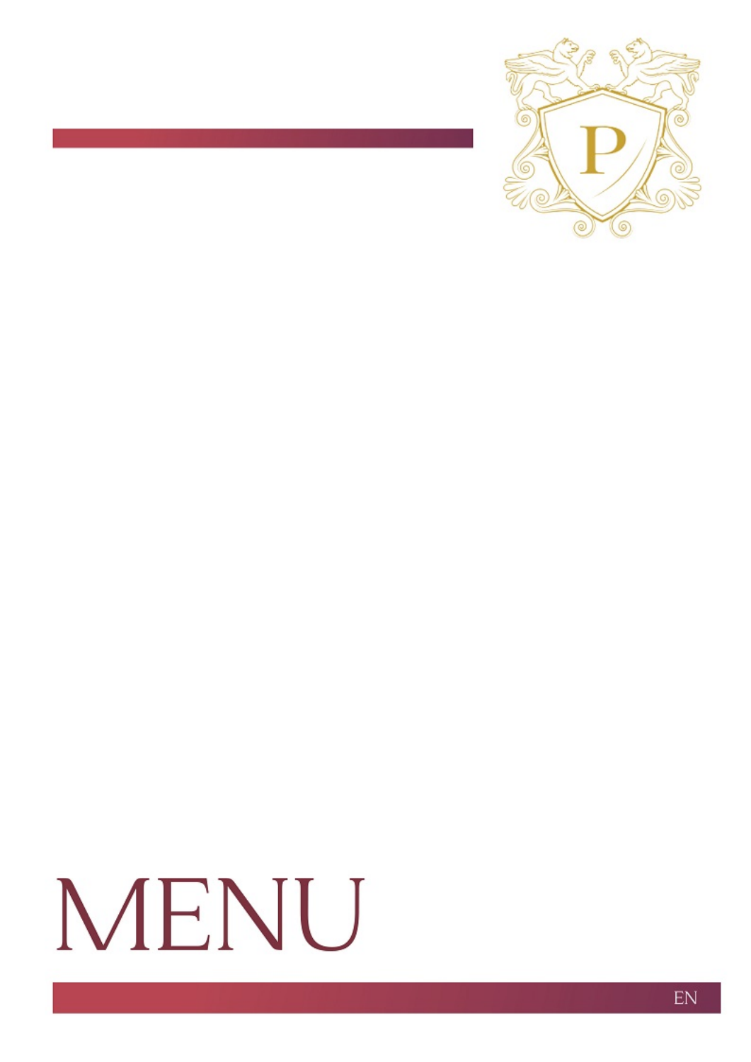# MENU

EN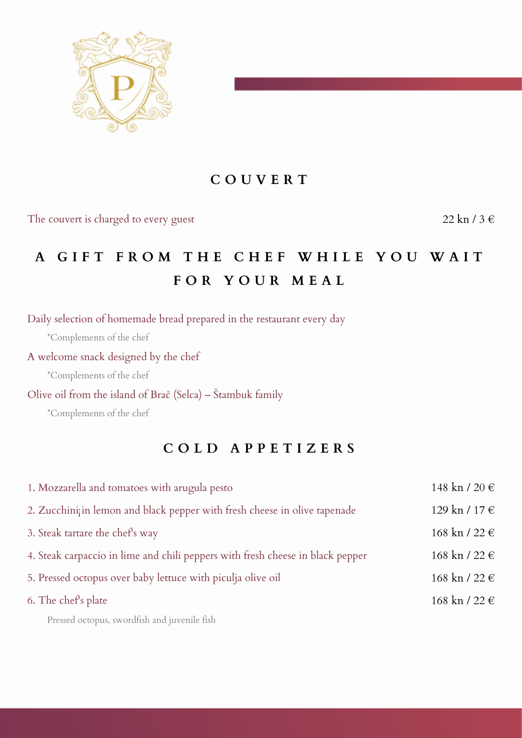## COUVERT

| | |
|---|---|
| The couvert is charged to every guest | 22 kn / 3 € |

## A GIFT FROM THE CHEF WHILE YOU WAIT FOR YOUR MEAL

Daily selection of homemade bread prepared in the restaurant every day

*Complements of the chef

A welcome snack designed by the chef

*Complements of the chef

Olive oil from the island of Brač (Selca) – Štambuk family

*Complements of the chef

## COLD APPETIZERS

| | |
|---|---|
| 1. Mozzarella and tomatoes with arugula pesto | 148 kn / 20 € |
| 2. Zucchini¡in lemon and black pepper with fresh cheese in olive tapenade | 129 kn / 17 € |
| 3. Steak tartare the chef's way | 168 kn / 22 € |
| 4. Steak carpaccio in lime and chili peppers with fresh cheese in black pepper | 168 kn / 22 € |
| 5. Pressed octopus over baby lettuce with piculja olive oil | 168 kn / 22 € |
| 6. The chef's plate | 168 kn / 22 € |

Pressed octopus, swordfish and juvenile fish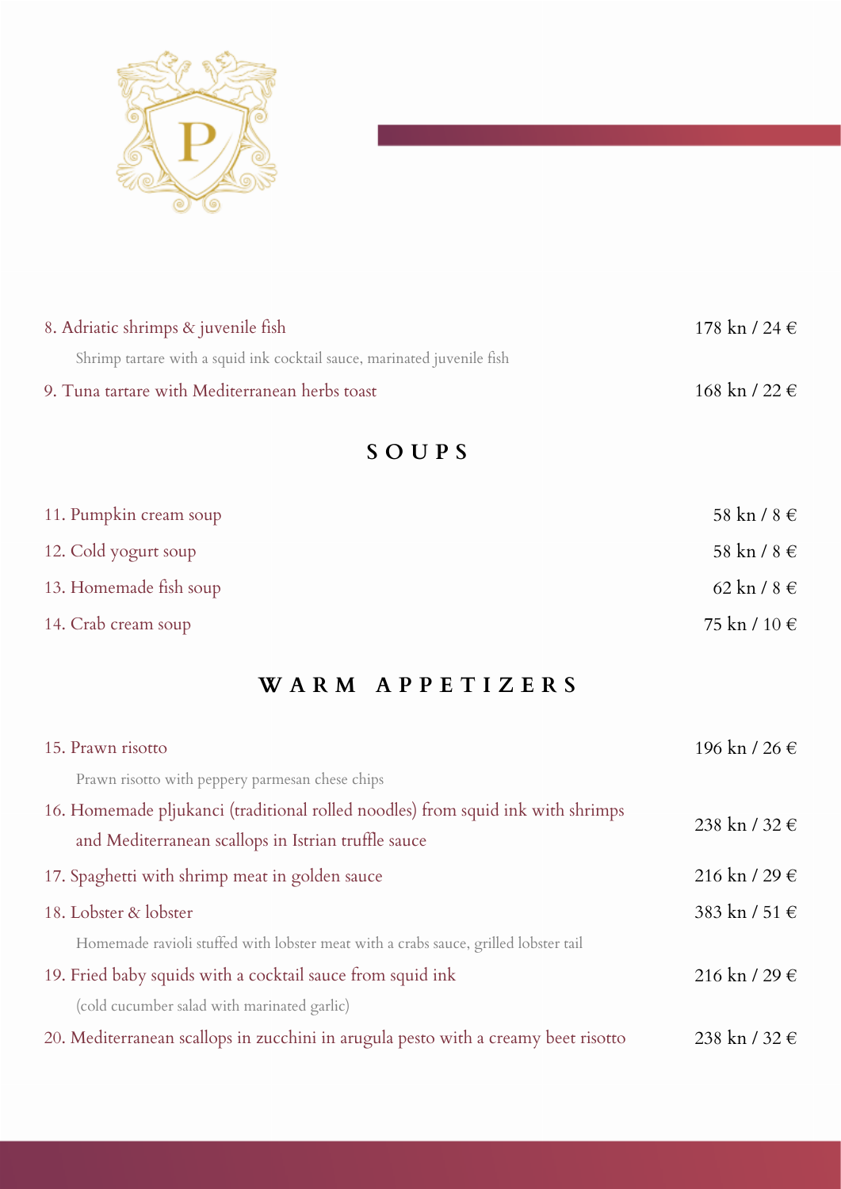8. Adriatic shrimps & juvenile fish — 178 kn / 24 €

Shrimp tartare with a squid ink cocktail sauce, marinated juvenile fish

9. Tuna tartare with Mediterranean herbs toast — 168 kn / 22 €

## SOUPS

11. Pumpkin cream soup — 58 kn / 8 €

12. Cold yogurt soup — 58 kn / 8 €

13. Homemade fish soup — 62 kn / 8 €

14. Crab cream soup — 75 kn / 10 €

## WARM APPETIZERS

15. Prawn risotto — 196 kn / 26 €

Prawn risotto with peppery parmesan chese chips

16. Homemade pljukanci (traditional rolled noodles) from squid ink with shrimps and Mediterranean scallops in Istrian truffle sauce — 238 kn / 32 €

17. Spaghetti with shrimp meat in golden sauce — 216 kn / 29 €

18. Lobster & lobster — 383 kn / 51 €

Homemade ravioli stuffed with lobster meat with a crabs sauce, grilled lobster tail

19. Fried baby squids with a cocktail sauce from squid ink — 216 kn / 29 €

(cold cucumber salad with marinated garlic)

20. Mediterranean scallops in zucchini in arugula pesto with a creamy beet risotto — 238 kn / 32 €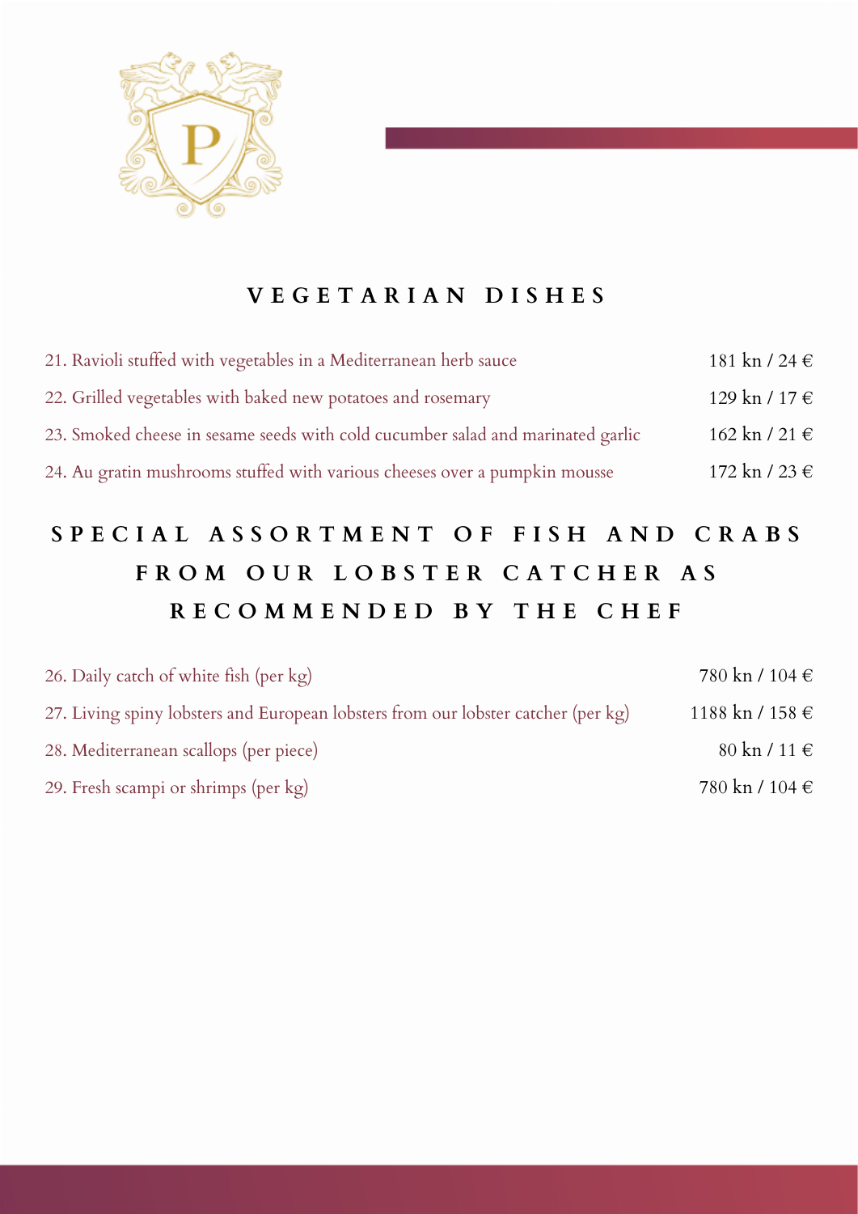## VEGETARIAN DISHES

| | |
|---|---|
| 21. Ravioli stuffed with vegetables in a Mediterranean herb sauce | 181 kn / 24 € |
| 22. Grilled vegetables with baked new potatoes and rosemary | 129 kn / 17 € |
| 23. Smoked cheese in sesame seeds with cold cucumber salad and marinated garlic | 162 kn / 21 € |
| 24. Au gratin mushrooms stuffed with various cheeses over a pumpkin mousse | 172 kn / 23 € |

## SPECIAL ASSORTMENT OF FISH AND CRABS FROM OUR LOBSTER CATCHER AS RECOMMENDED BY THE CHEF

| | |
|---|---|
| 26. Daily catch of white fish (per kg) | 780 kn / 104 € |
| 27. Living spiny lobsters and European lobsters from our lobster catcher (per kg) | 1188 kn / 158 € |
| 28. Mediterranean scallops (per piece) | 80 kn / 11 € |
| 29. Fresh scampi or shrimps (per kg) | 780 kn / 104 € |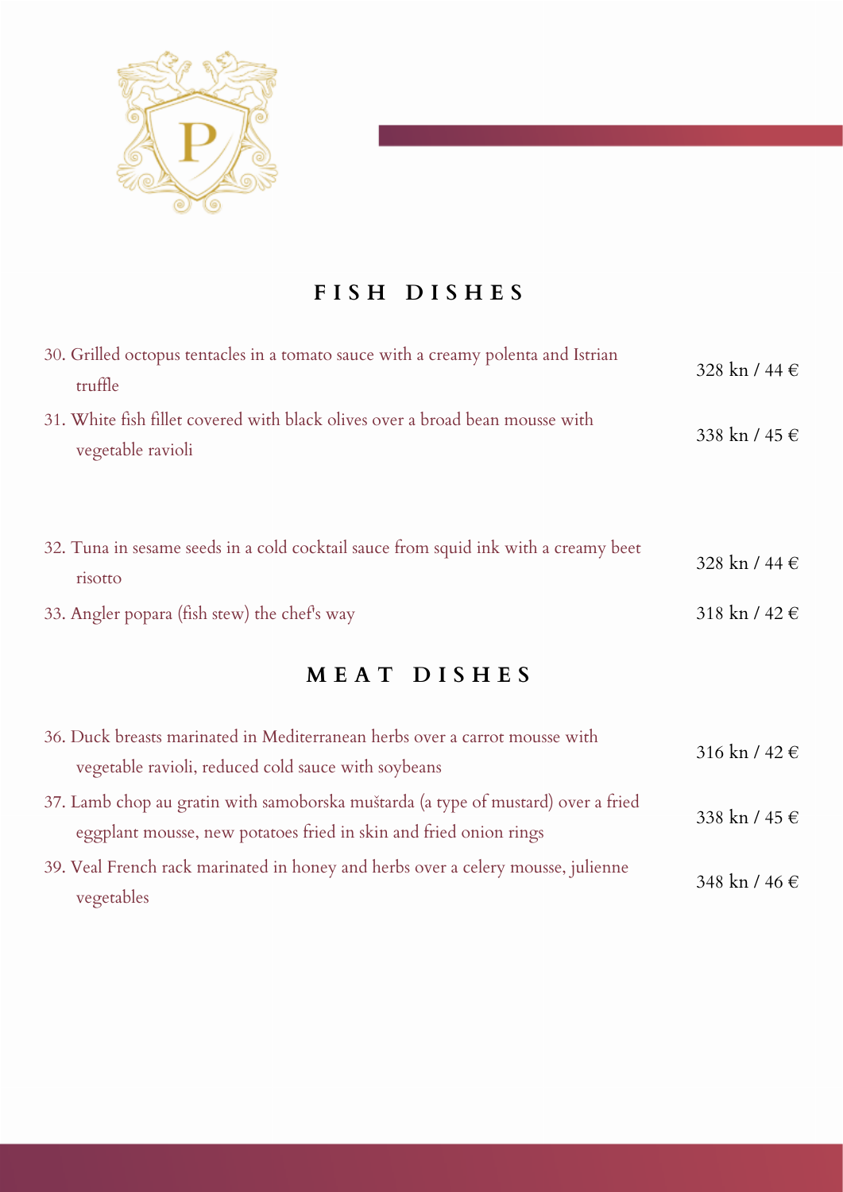## FISH DISHES

| | |
|---|---|
| 30. Grilled octopus tentacles in a tomato sauce with a creamy polenta and Istrian truffle | 328 kn / 44 € |
| 31. White fish fillet covered with black olives over a broad bean mousse with vegetable ravioli | 338 kn / 45 € |
| 32. Tuna in sesame seeds in a cold cocktail sauce from squid ink with a creamy beet risotto | 328 kn / 44 € |
| 33. Angler popara (fish stew) the chef's way | 318 kn / 42 € |

## MEAT DISHES

| | |
|---|---|
| 36. Duck breasts marinated in Mediterranean herbs over a carrot mousse with vegetable ravioli, reduced cold sauce with soybeans | 316 kn / 42 € |
| 37. Lamb chop au gratin with samoborska muštarda (a type of mustard) over a fried eggplant mousse, new potatoes fried in skin and fried onion rings | 338 kn / 45 € |
| 39. Veal French rack marinated in honey and herbs over a celery mousse, julienne vegetables | 348 kn / 46 € |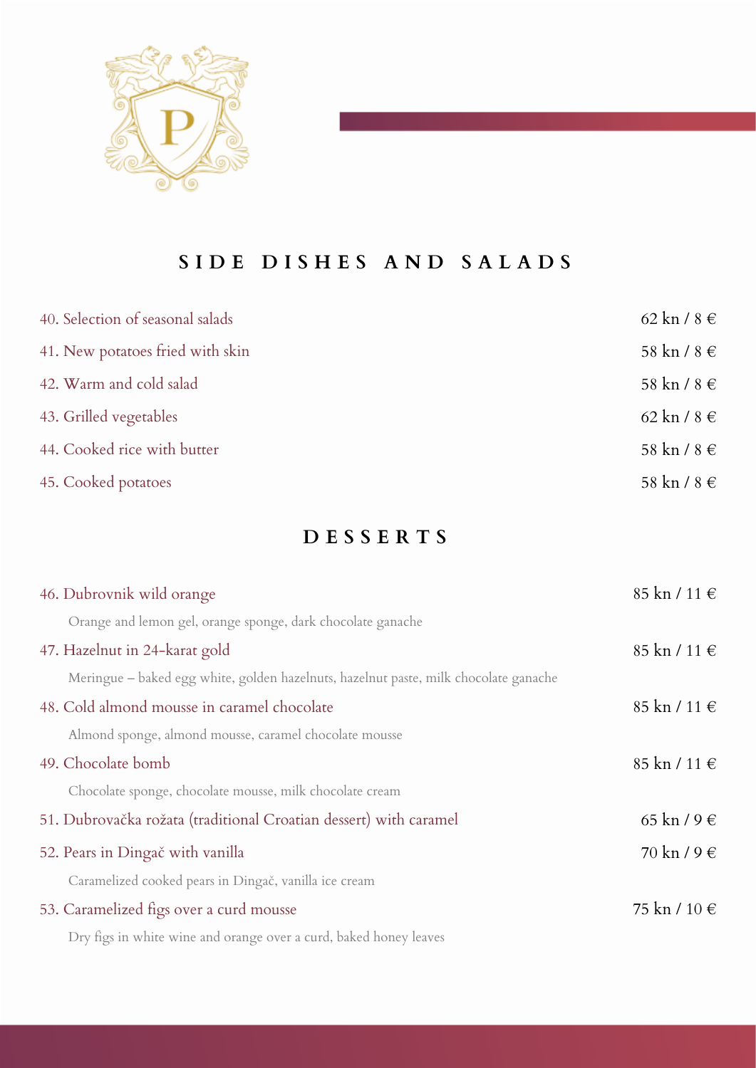## SIDE DISHES AND SALADS

| Item | Price |
| --- | --- |
| 40. Selection of seasonal salads | 62 kn / 8 € |
| 41. New potatoes fried with skin | 58 kn / 8 € |
| 42. Warm and cold salad | 58 kn / 8 € |
| 43. Grilled vegetables | 62 kn / 8 € |
| 44. Cooked rice with butter | 58 kn / 8 € |
| 45. Cooked potatoes | 58 kn / 8 € |

## DESSERTS

46. Dubrovnik wild orange — 85 kn / 11 €

Orange and lemon gel, orange sponge, dark chocolate ganache

47. Hazelnut in 24-karat gold — 85 kn / 11 €

Meringue – baked egg white, golden hazelnuts, hazelnut paste, milk chocolate ganache

48. Cold almond mousse in caramel chocolate — 85 kn / 11 €

Almond sponge, almond mousse, caramel chocolate mousse

49. Chocolate bomb — 85 kn / 11 €

Chocolate sponge, chocolate mousse, milk chocolate cream

51. Dubrovačka rožata (traditional Croatian dessert) with caramel — 65 kn / 9 €

52. Pears in Dingač with vanilla — 70 kn / 9 €

Caramelized cooked pears in Dingač, vanilla ice cream

53. Caramelized figs over a curd mousse — 75 kn / 10 €

Dry figs in white wine and orange over a curd, baked honey leaves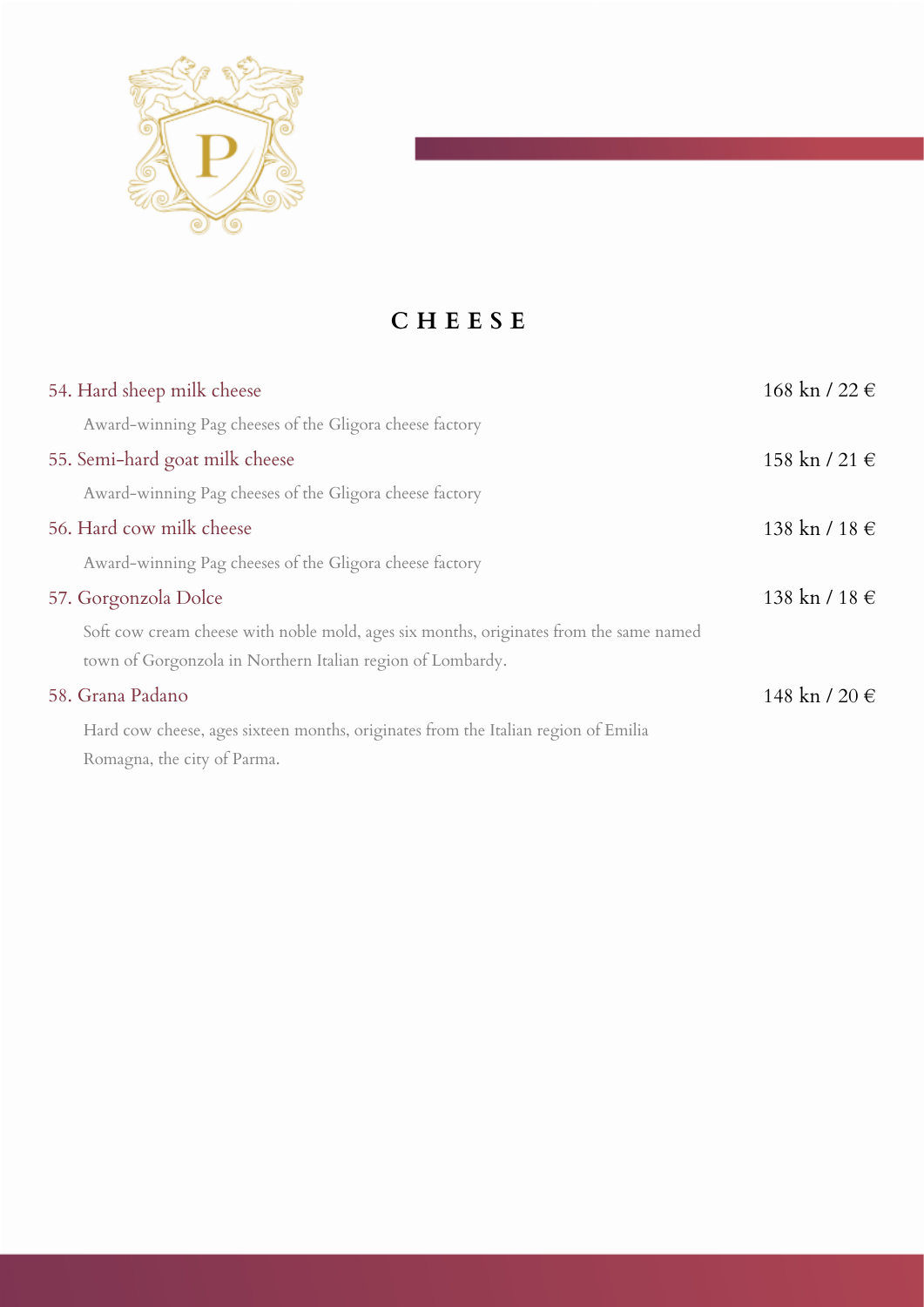# CHEESE

**54. Hard sheep milk cheese** — 168 kn / 22 €

Award-winning Pag cheeses of the Gligora cheese factory

**55. Semi-hard goat milk cheese** — 158 kn / 21 €

Award-winning Pag cheeses of the Gligora cheese factory

**56. Hard cow milk cheese** — 138 kn / 18 €

Award-winning Pag cheeses of the Gligora cheese factory

**57. Gorgonzola Dolce** — 138 kn / 18 €

Soft cow cream cheese with noble mold, ages six months, originates from the same named town of Gorgonzola in Northern Italian region of Lombardy.

**58. Grana Padano** — 148 kn / 20 €

Hard cow cheese, ages sixteen months, originates from the Italian region of Emilia Romagna, the city of Parma.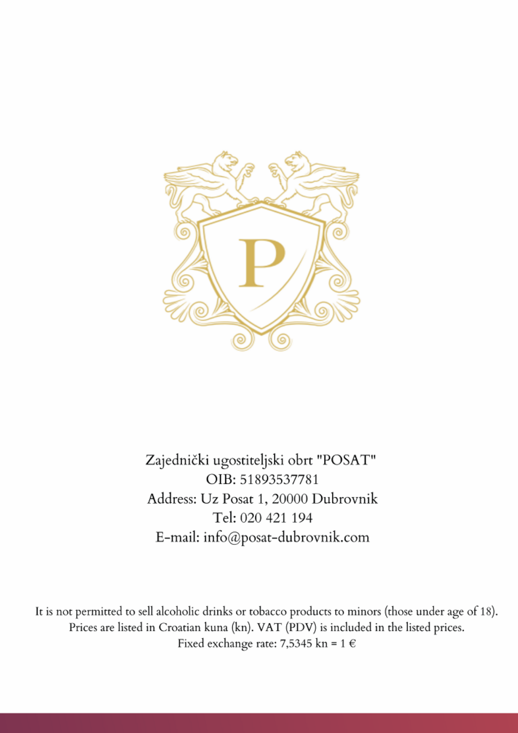Zajednički ugostiteljski obrt "POSAT"
OIB: 51893537781
Address: Uz Posat 1, 20000 Dubrovnik
Tel: 020 421 194
E-mail: info@posat-dubrovnik.com

It is not permitted to sell alcoholic drinks or tobacco products to minors (those under age of 18).
Prices are listed in Croatian kuna (kn). VAT (PDV) is included in the listed prices.
Fixed exchange rate: 7,5345 kn = 1 €